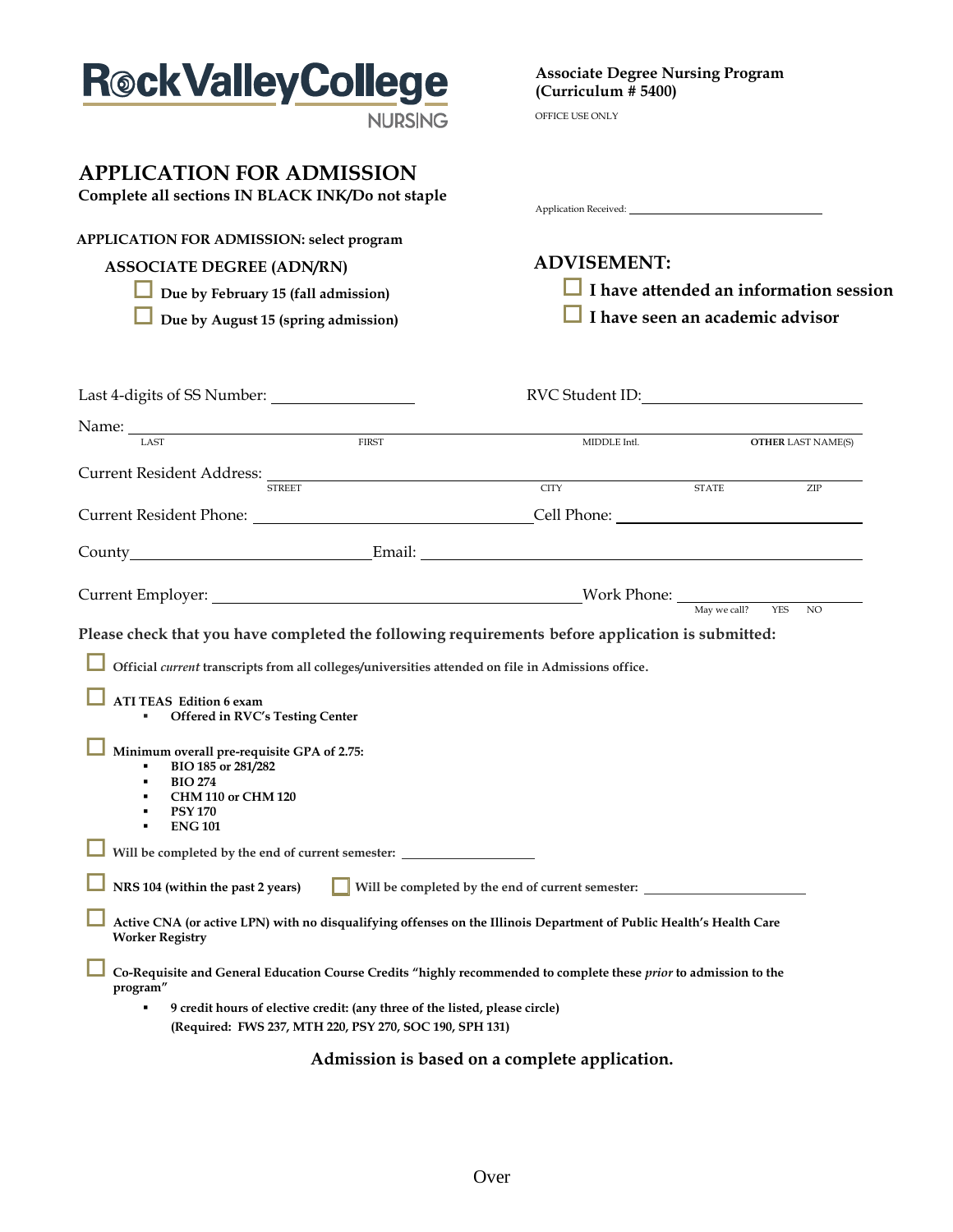**RockValleyCollege NURSING**

**Associate Degree Nursing Program (Curriculum # 5400)**

OFFICE USE ONLY

Application Received: ____________________

# APPLICATION FOR ADMISSION

**Complete all sections IN BLACK INK/Do not staple**

**APPLICATION FOR ADMISSION: select program**

**ASSOCIATE DEGREE (ADN/RN)**

- ☐ **Due by February 15 (fall admission)**
- ☐ **Due by August 15 (spring admission)**

## ADVISEMENT:

- ☐ **I have attended an information session**
- ☐ **I have seen an academic advisor**

Last 4-digits of SS Number: ____________________ RVC Student ID: ____________________

Name: ____________________
LAST FIRST MIDDLE Intl. **OTHER** LAST NAME(S)

Current Resident Address: ____________________
STREET CITY STATE ZIP

Current Resident Phone: ____________________ Cell Phone: ____________________

County ____________________ Email: ____________________

Current Employer: ____________________ Work Phone: ____________________
May we call? YES NO

**Please check that you have completed the following requirements before application is submitted:**

☐ **Official *current* transcripts from all colleges/universities attended on file in Admissions office.**

☐ **ATI TEAS Edition 6 exam**
- **Offered in RVC's Testing Center**

☐ **Minimum overall pre-requisite GPA of 2.75:**
- **BIO 185 or 281/282**
- **BIO 274**
- **CHM 110 or CHM 120**
- **PSY 170**
- **ENG 101**

☐ **Will be completed by the end of current semester:** ____________________

☐ **NRS 104 (within the past 2 years)** ☐ **Will be completed by the end of current semester:** ____________________

☐ **Active CNA (or active LPN) with no disqualifying offenses on the Illinois Department of Public Health's Health Care Worker Registry**

☐ **Co-Requisite and General Education Course Credits "highly recommended to complete these *prior* to admission to the program"**
- **9 credit hours of elective credit: (any three of the listed, please circle)**
  **(Required: FWS 237, MTH 220, PSY 270, SOC 190, SPH 131)**

**Admission is based on a complete application.**

Over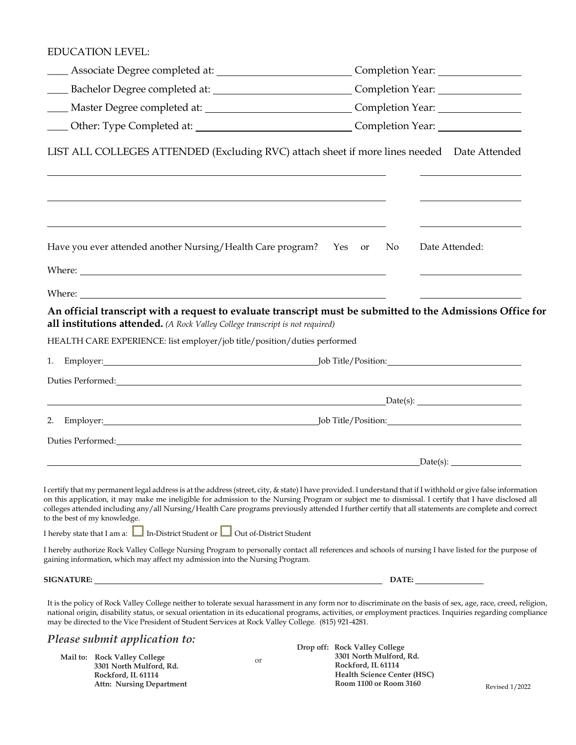EDUCATION LEVEL:

____ Associate Degree completed at: ______________________ Completion Year: ____________

____ Bachelor Degree completed at: ______________________ Completion Year: ____________

____ Master Degree completed at: ______________________ Completion Year: ____________

____ Other: Type Completed at: ______________________ Completion Year: ____________

LIST ALL COLLEGES ATTENDED (Excluding RVC) attach sheet if more lines needed Date Attended

______________________________________________ ____________

______________________________________________ ____________

______________________________________________ ____________

Have you ever attended another Nursing/Health Care program? Yes or No Date Attended:

Where: ______________________________________________ ____________

Where: ______________________________________________ ____________

**An official transcript with a request to evaluate transcript must be submitted to the Admissions Office for all institutions attended.** *(A Rock Valley College transcript is not required)*

HEALTH CARE EXPERIENCE: list employer/job title/position/duties performed

1. Employer: ______________________ Job Title/Position: ______________________

Duties Performed: ______________________________________________

______________________________________________ Date(s): ____________

2. Employer: ______________________ Job Title/Position: ______________________

Duties Performed: ______________________________________________

______________________________________________ Date(s): ____________

I certify that my permanent legal address is at the address (street, city, & state) I have provided. I understand that if I withhold or give false information on this application, it may make me ineligible for admission to the Nursing Program or subject me to dismissal. I certify that I have disclosed all colleges attended including any/all Nursing/Health Care programs previously attended I further certify that all statements are complete and correct to the best of my knowledge.

I hereby state that I am a: ☐ In-District Student or ☐ Out of-District Student

I hereby authorize Rock Valley College Nursing Program to personally contact all references and schools of nursing I have listed for the purpose of gaining information, which may affect my admission into the Nursing Program.

**SIGNATURE:** ______________________________________ **DATE:** ____________

It is the policy of Rock Valley College neither to tolerate sexual harassment in any form nor to discriminate on the basis of sex, age, race, creed, religion, national origin, disability status, or sexual orientation in its educational programs, activities, or employment practices. Inquiries regarding compliance may be directed to the Vice President of Student Services at Rock Valley College. (815) 921-4281.

***Please submit application to:***

**Mail to:** **Rock Valley College**
**3301 North Mulford, Rd.**
**Rockford, IL 61114**
**Attn: Nursing Department**

or

**Drop off:** **Rock Valley College**
**3301 North Mulford, Rd.**
**Rockford, IL 61114**
**Health Science Center (HSC)**
**Room 1100 or Room 3160**

Revised 1/2022